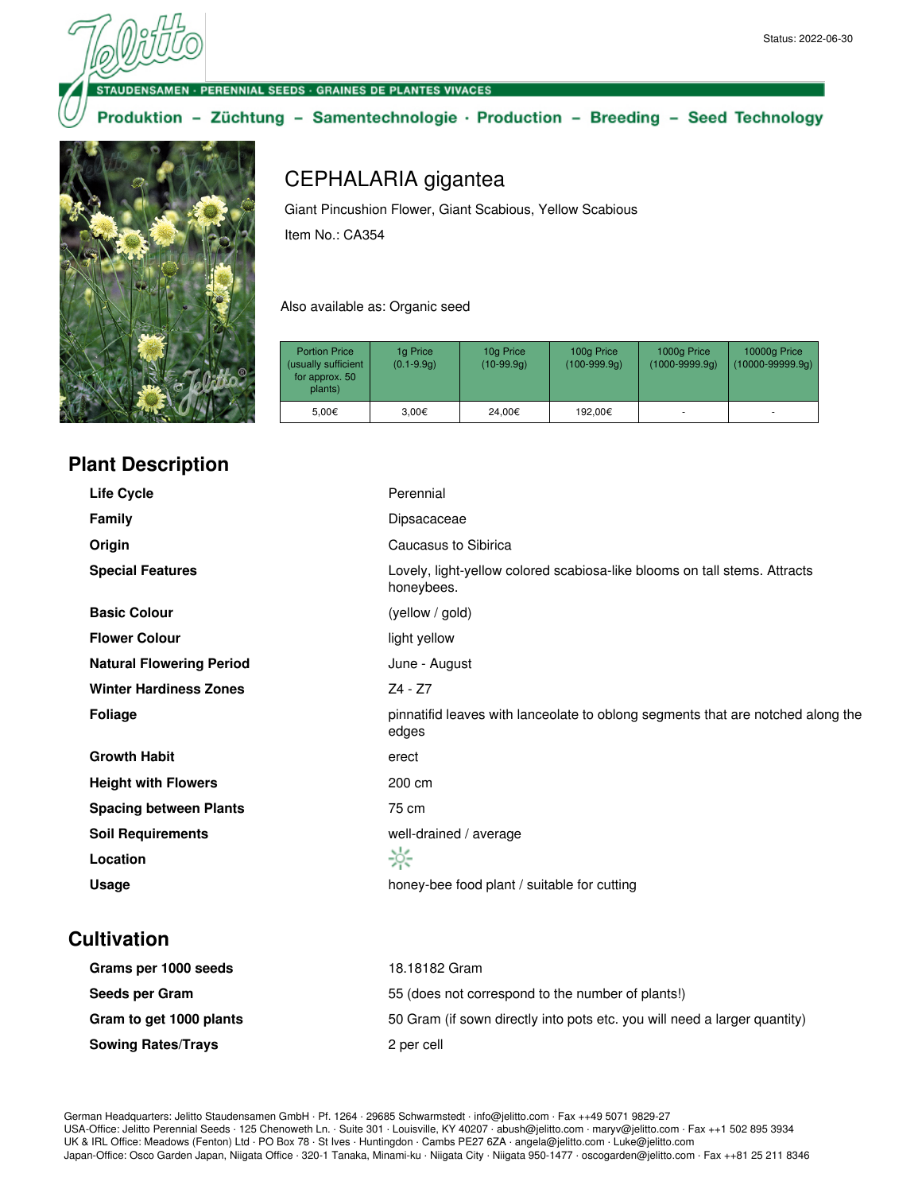Status: 2022-06-30

STAUDENSAMEN · PERENNIAL SEEDS · GRAINES DE PLANTES VIVACES

Produktion – Züchtung – Samentechnologie · Production – Breeding – Seed Technology

# CEPHALARIA gigantea

Giant Pincushion Flower, Giant Scabious, Yellow Scabious

Item No.: CA354

Also available as: Organic seed

| Portion Price (usually sufficient for approx. 50 plants) | 1g Price (0.1-9.9g) | 10g Price (10-99.9g) | 100g Price (100-999.9g) | 1000g Price (1000-9999.9g) | 10000g Price (10000-99999.9g) |
|---|---|---|---|---|---|
| 5,00€ | 3,00€ | 24,00€ | 192,00€ | - | - |

## Plant Description

| | |
|---|---|
| **Life Cycle** | Perennial |
| **Family** | Dipsacaceae |
| **Origin** | Caucasus to Sibirica |
| **Special Features** | Lovely, light-yellow colored scabiosa-like blooms on tall stems. Attracts honeybees. |
| **Basic Colour** | (yellow / gold) |
| **Flower Colour** | light yellow |
| **Natural Flowering Period** | June - August |
| **Winter Hardiness Zones** | Z4 - Z7 |
| **Foliage** | pinnatifid leaves with lanceolate to oblong segments that are notched along the edges |
| **Growth Habit** | erect |
| **Height with Flowers** | 200 cm |
| **Spacing between Plants** | 75 cm |
| **Soil Requirements** | well-drained / average |
| **Location** | ☼ |
| **Usage** | honey-bee food plant / suitable for cutting |

## Cultivation

| | |
|---|---|
| **Grams per 1000 seeds** | 18.18182 Gram |
| **Seeds per Gram** | 55 (does not correspond to the number of plants!) |
| **Gram to get 1000 plants** | 50 Gram (if sown directly into pots etc. you will need a larger quantity) |
| **Sowing Rates/Trays** | 2 per cell |

German Headquarters: Jelitto Staudensamen GmbH · Pf. 1264 · 29685 Schwarmstedt · info@jelitto.com · Fax ++49 5071 9829-27
USA-Office: Jelitto Perennial Seeds · 125 Chenoweth Ln. · Suite 301 · Louisville, KY 40207 · abush@jelitto.com · maryv@jelitto.com · Fax ++1 502 895 3934
UK & IRL Office: Meadows (Fenton) Ltd · PO Box 78 · St Ives · Huntingdon · Cambs PE27 6ZA · angela@jelitto.com · Luke@jelitto.com
Japan-Office: Osco Garden Japan, Niigata Office · 320-1 Tanaka, Minami-ku · Niigata City · Niigata 950-1477 · oscogarden@jelitto.com · Fax ++81 25 211 8346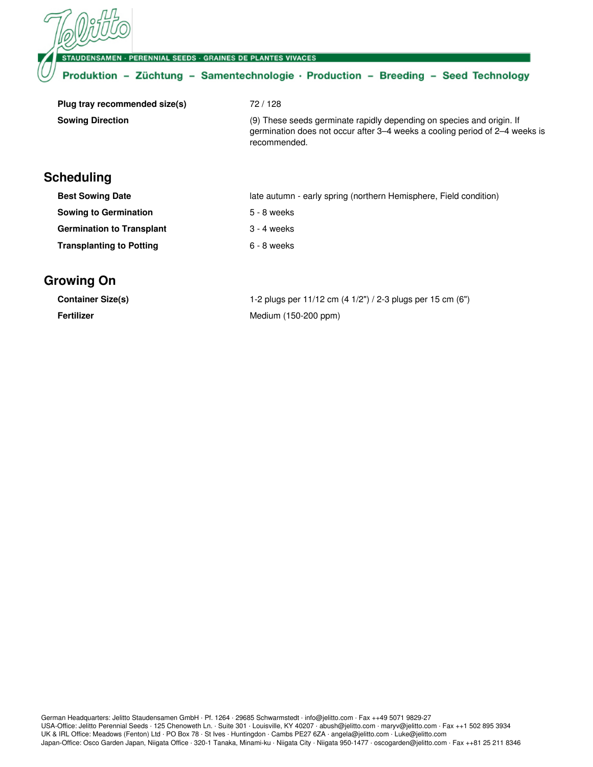| | |
|---|---|
| **Plug tray recommended size(s)** | 72 / 128 |
| **Sowing Direction** | (9) These seeds germinate rapidly depending on species and origin. If germination does not occur after 3–4 weeks a cooling period of 2–4 weeks is recommended. |

## Scheduling

| | |
|---|---|
| **Best Sowing Date** | late autumn - early spring (northern Hemisphere, Field condition) |
| **Sowing to Germination** | 5 - 8 weeks |
| **Germination to Transplant** | 3 - 4 weeks |
| **Transplanting to Potting** | 6 - 8 weeks |

## Growing On

| | |
|---|---|
| **Container Size(s)** | 1-2 plugs per 11/12 cm (4 1/2") / 2-3 plugs per 15 cm (6") |
| **Fertilizer** | Medium (150-200 ppm) |